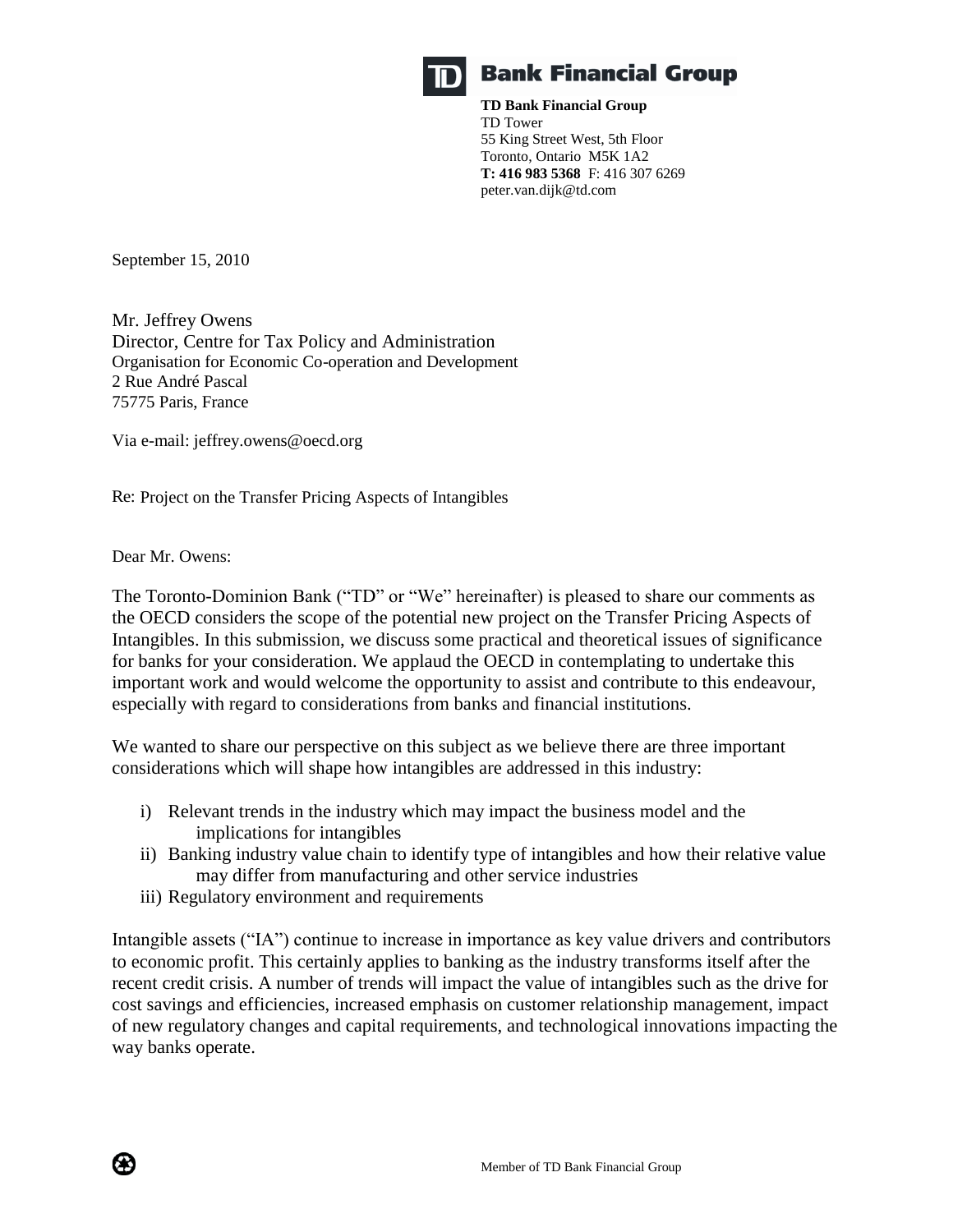**Bank Financial Group**

**TD Bank Financial Group**
TD Tower
55 King Street West, 5th Floor
Toronto, Ontario M5K 1A2
**T: 416 983 5368** F: 416 307 6269
peter.van.dijk@td.com

September 15, 2010

Mr. Jeffrey Owens
Director, Centre for Tax Policy and Administration
Organisation for Economic Co-operation and Development
2 Rue André Pascal
75775 Paris, France

Via e-mail: jeffrey.owens@oecd.org

Re: Project on the Transfer Pricing Aspects of Intangibles

Dear Mr. Owens:

The Toronto-Dominion Bank ("TD" or "We" hereinafter) is pleased to share our comments as the OECD considers the scope of the potential new project on the Transfer Pricing Aspects of Intangibles. In this submission, we discuss some practical and theoretical issues of significance for banks for your consideration. We applaud the OECD in contemplating to undertake this important work and would welcome the opportunity to assist and contribute to this endeavour, especially with regard to considerations from banks and financial institutions.

We wanted to share our perspective on this subject as we believe there are three important considerations which will shape how intangibles are addressed in this industry:

i) Relevant trends in the industry which may impact the business model and the implications for intangibles
ii) Banking industry value chain to identify type of intangibles and how their relative value may differ from manufacturing and other service industries
iii) Regulatory environment and requirements

Intangible assets ("IA") continue to increase in importance as key value drivers and contributors to economic profit. This certainly applies to banking as the industry transforms itself after the recent credit crisis. A number of trends will impact the value of intangibles such as the drive for cost savings and efficiencies, increased emphasis on customer relationship management, impact of new regulatory changes and capital requirements, and technological innovations impacting the way banks operate.

Member of TD Bank Financial Group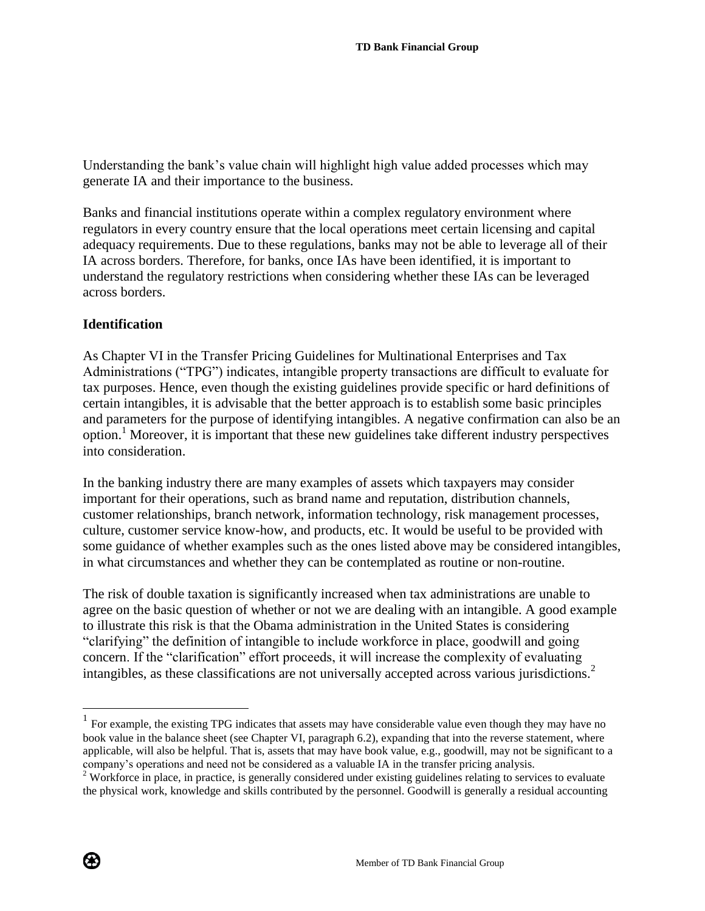Understanding the bank's value chain will highlight high value added processes which may generate IA and their importance to the business.

Banks and financial institutions operate within a complex regulatory environment where regulators in every country ensure that the local operations meet certain licensing and capital adequacy requirements. Due to these regulations, banks may not be able to leverage all of their IA across borders. Therefore, for banks, once IAs have been identified, it is important to understand the regulatory restrictions when considering whether these IAs can be leveraged across borders.

**Identification**

As Chapter VI in the Transfer Pricing Guidelines for Multinational Enterprises and Tax Administrations ("TPG") indicates, intangible property transactions are difficult to evaluate for tax purposes. Hence, even though the existing guidelines provide specific or hard definitions of certain intangibles, it is advisable that the better approach is to establish some basic principles and parameters for the purpose of identifying intangibles. A negative confirmation can also be an option.[1] Moreover, it is important that these new guidelines take different industry perspectives into consideration.

In the banking industry there are many examples of assets which taxpayers may consider important for their operations, such as brand name and reputation, distribution channels, customer relationships, branch network, information technology, risk management processes, culture, customer service know-how, and products, etc. It would be useful to be provided with some guidance of whether examples such as the ones listed above may be considered intangibles, in what circumstances and whether they can be contemplated as routine or non-routine.

The risk of double taxation is significantly increased when tax administrations are unable to agree on the basic question of whether or not we are dealing with an intangible. A good example to illustrate this risk is that the Obama administration in the United States is considering "clarifying" the definition of intangible to include workforce in place, goodwill and going concern. If the "clarification" effort proceeds, it will increase the complexity of evaluating intangibles, as these classifications are not universally accepted across various jurisdictions.[2]

---

[1] For example, the existing TPG indicates that assets may have considerable value even though they may have no book value in the balance sheet (see Chapter VI, paragraph 6.2), expanding that into the reverse statement, where applicable, will also be helpful. That is, assets that may have book value, e.g., goodwill, may not be significant to a company's operations and need not be considered as a valuable IA in the transfer pricing analysis.

[2] Workforce in place, in practice, is generally considered under existing guidelines relating to services to evaluate the physical work, knowledge and skills contributed by the personnel. Goodwill is generally a residual accounting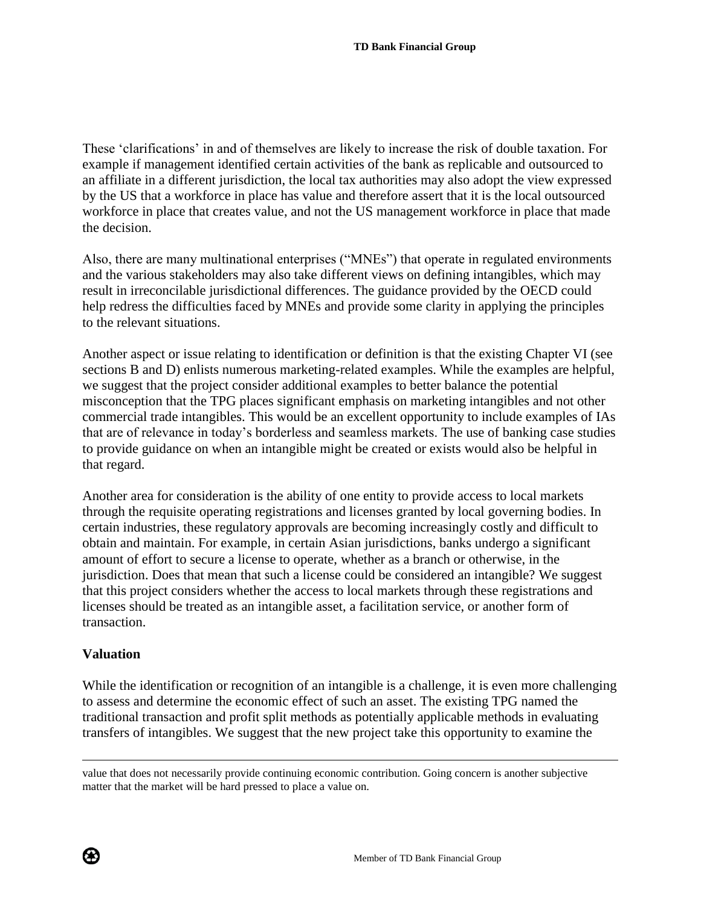These 'clarifications' in and of themselves are likely to increase the risk of double taxation. For example if management identified certain activities of the bank as replicable and outsourced to an affiliate in a different jurisdiction, the local tax authorities may also adopt the view expressed by the US that a workforce in place has value and therefore assert that it is the local outsourced workforce in place that creates value, and not the US management workforce in place that made the decision.

Also, there are many multinational enterprises ("MNEs") that operate in regulated environments and the various stakeholders may also take different views on defining intangibles, which may result in irreconcilable jurisdictional differences. The guidance provided by the OECD could help redress the difficulties faced by MNEs and provide some clarity in applying the principles to the relevant situations.

Another aspect or issue relating to identification or definition is that the existing Chapter VI (see sections B and D) enlists numerous marketing-related examples. While the examples are helpful, we suggest that the project consider additional examples to better balance the potential misconception that the TPG places significant emphasis on marketing intangibles and not other commercial trade intangibles. This would be an excellent opportunity to include examples of IAs that are of relevance in today's borderless and seamless markets. The use of banking case studies to provide guidance on when an intangible might be created or exists would also be helpful in that regard.

Another area for consideration is the ability of one entity to provide access to local markets through the requisite operating registrations and licenses granted by local governing bodies. In certain industries, these regulatory approvals are becoming increasingly costly and difficult to obtain and maintain. For example, in certain Asian jurisdictions, banks undergo a significant amount of effort to secure a license to operate, whether as a branch or otherwise, in the jurisdiction. Does that mean that such a license could be considered an intangible? We suggest that this project considers whether the access to local markets through these registrations and licenses should be treated as an intangible asset, a facilitation service, or another form of transaction.

## Valuation

While the identification or recognition of an intangible is a challenge, it is even more challenging to assess and determine the economic effect of such an asset. The existing TPG named the traditional transaction and profit split methods as potentially applicable methods in evaluating transfers of intangibles. We suggest that the new project take this opportunity to examine the

---

value that does not necessarily provide continuing economic contribution. Going concern is another subjective matter that the market will be hard pressed to place a value on.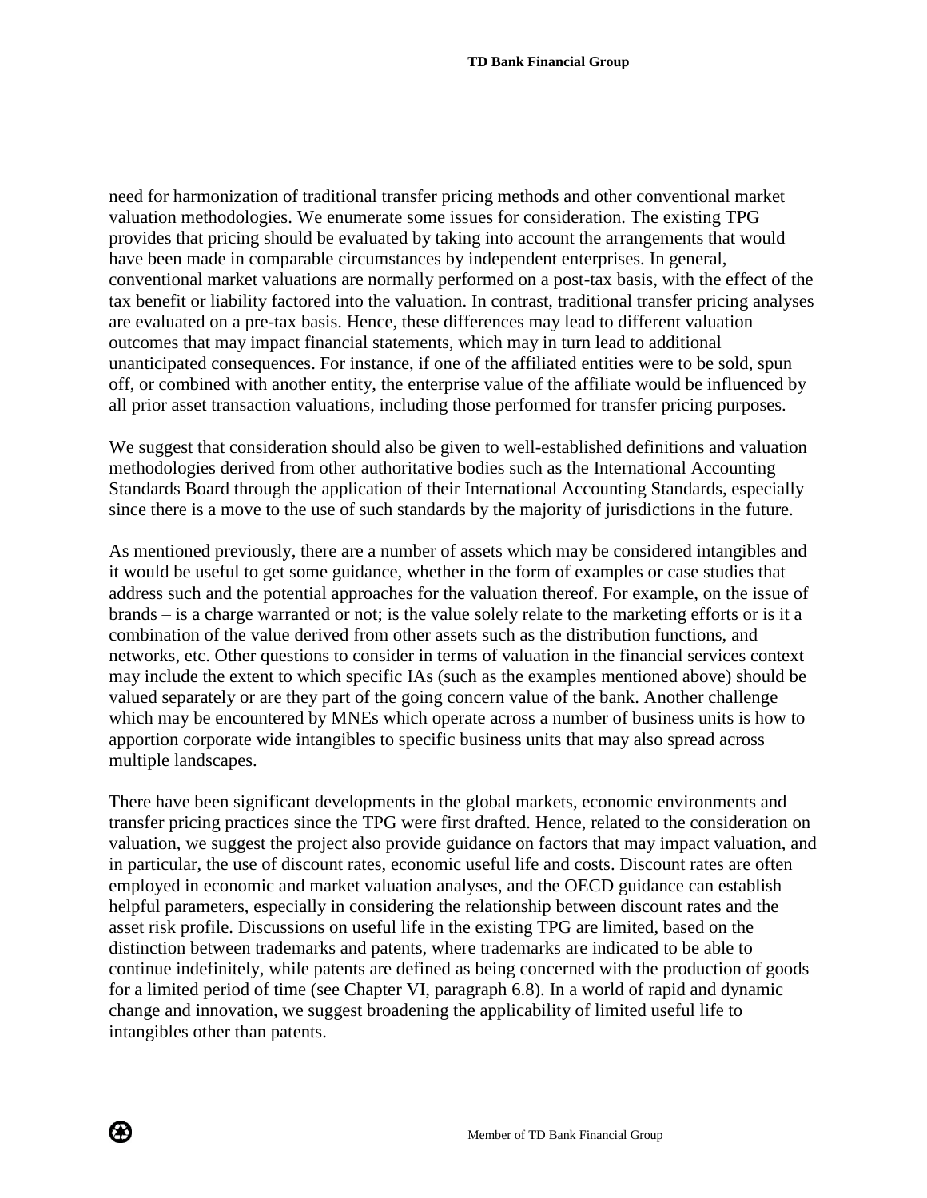need for harmonization of traditional transfer pricing methods and other conventional market valuation methodologies. We enumerate some issues for consideration. The existing TPG provides that pricing should be evaluated by taking into account the arrangements that would have been made in comparable circumstances by independent enterprises. In general, conventional market valuations are normally performed on a post-tax basis, with the effect of the tax benefit or liability factored into the valuation. In contrast, traditional transfer pricing analyses are evaluated on a pre-tax basis. Hence, these differences may lead to different valuation outcomes that may impact financial statements, which may in turn lead to additional unanticipated consequences. For instance, if one of the affiliated entities were to be sold, spun off, or combined with another entity, the enterprise value of the affiliate would be influenced by all prior asset transaction valuations, including those performed for transfer pricing purposes.

We suggest that consideration should also be given to well-established definitions and valuation methodologies derived from other authoritative bodies such as the International Accounting Standards Board through the application of their International Accounting Standards, especially since there is a move to the use of such standards by the majority of jurisdictions in the future.

As mentioned previously, there are a number of assets which may be considered intangibles and it would be useful to get some guidance, whether in the form of examples or case studies that address such and the potential approaches for the valuation thereof. For example, on the issue of brands – is a charge warranted or not; is the value solely relate to the marketing efforts or is it a combination of the value derived from other assets such as the distribution functions, and networks, etc. Other questions to consider in terms of valuation in the financial services context may include the extent to which specific IAs (such as the examples mentioned above) should be valued separately or are they part of the going concern value of the bank. Another challenge which may be encountered by MNEs which operate across a number of business units is how to apportion corporate wide intangibles to specific business units that may also spread across multiple landscapes.

There have been significant developments in the global markets, economic environments and transfer pricing practices since the TPG were first drafted. Hence, related to the consideration on valuation, we suggest the project also provide guidance on factors that may impact valuation, and in particular, the use of discount rates, economic useful life and costs. Discount rates are often employed in economic and market valuation analyses, and the OECD guidance can establish helpful parameters, especially in considering the relationship between discount rates and the asset risk profile. Discussions on useful life in the existing TPG are limited, based on the distinction between trademarks and patents, where trademarks are indicated to be able to continue indefinitely, while patents are defined as being concerned with the production of goods for a limited period of time (see Chapter VI, paragraph 6.8). In a world of rapid and dynamic change and innovation, we suggest broadening the applicability of limited useful life to intangibles other than patents.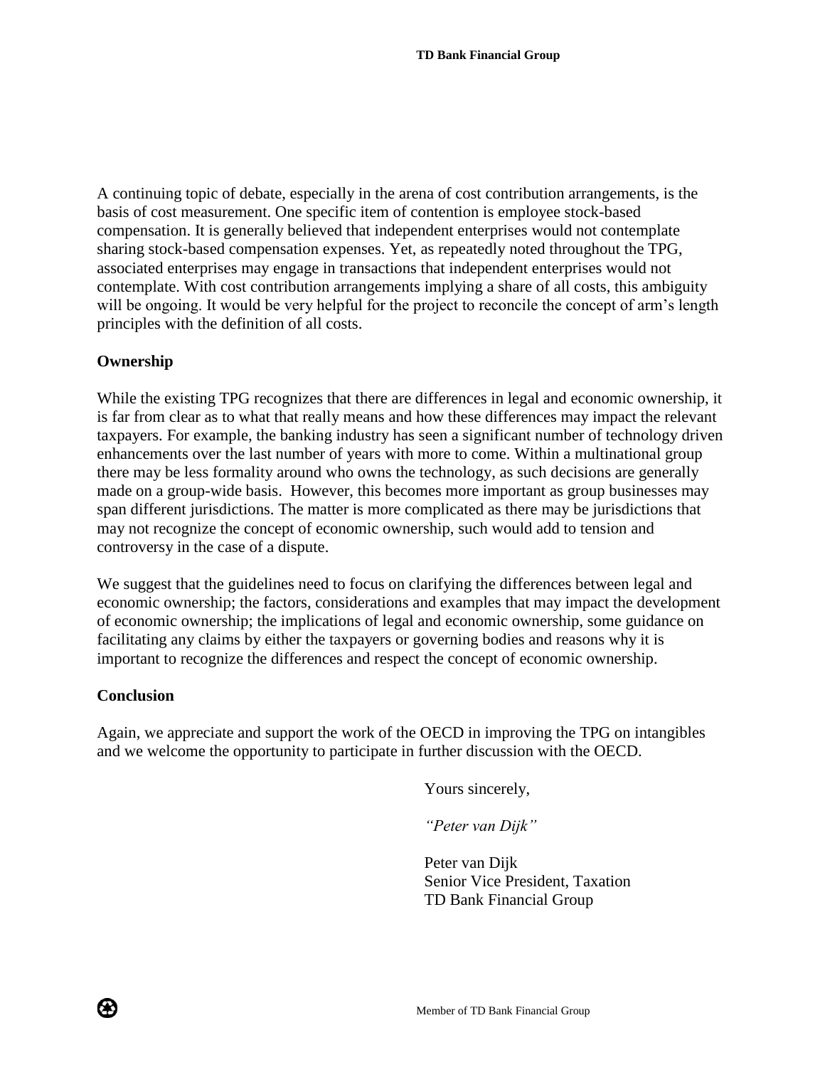A continuing topic of debate, especially in the arena of cost contribution arrangements, is the basis of cost measurement. One specific item of contention is employee stock-based compensation. It is generally believed that independent enterprises would not contemplate sharing stock-based compensation expenses. Yet, as repeatedly noted throughout the TPG, associated enterprises may engage in transactions that independent enterprises would not contemplate. With cost contribution arrangements implying a share of all costs, this ambiguity will be ongoing. It would be very helpful for the project to reconcile the concept of arm's length principles with the definition of all costs.

## Ownership

While the existing TPG recognizes that there are differences in legal and economic ownership, it is far from clear as to what that really means and how these differences may impact the relevant taxpayers. For example, the banking industry has seen a significant number of technology driven enhancements over the last number of years with more to come. Within a multinational group there may be less formality around who owns the technology, as such decisions are generally made on a group-wide basis. However, this becomes more important as group businesses may span different jurisdictions. The matter is more complicated as there may be jurisdictions that may not recognize the concept of economic ownership, such would add to tension and controversy in the case of a dispute.

We suggest that the guidelines need to focus on clarifying the differences between legal and economic ownership; the factors, considerations and examples that may impact the development of economic ownership; the implications of legal and economic ownership, some guidance on facilitating any claims by either the taxpayers or governing bodies and reasons why it is important to recognize the differences and respect the concept of economic ownership.

## Conclusion

Again, we appreciate and support the work of the OECD in improving the TPG on intangibles and we welcome the opportunity to participate in further discussion with the OECD.

Yours sincerely,

*"Peter van Dijk"*

Peter van Dijk
Senior Vice President, Taxation
TD Bank Financial Group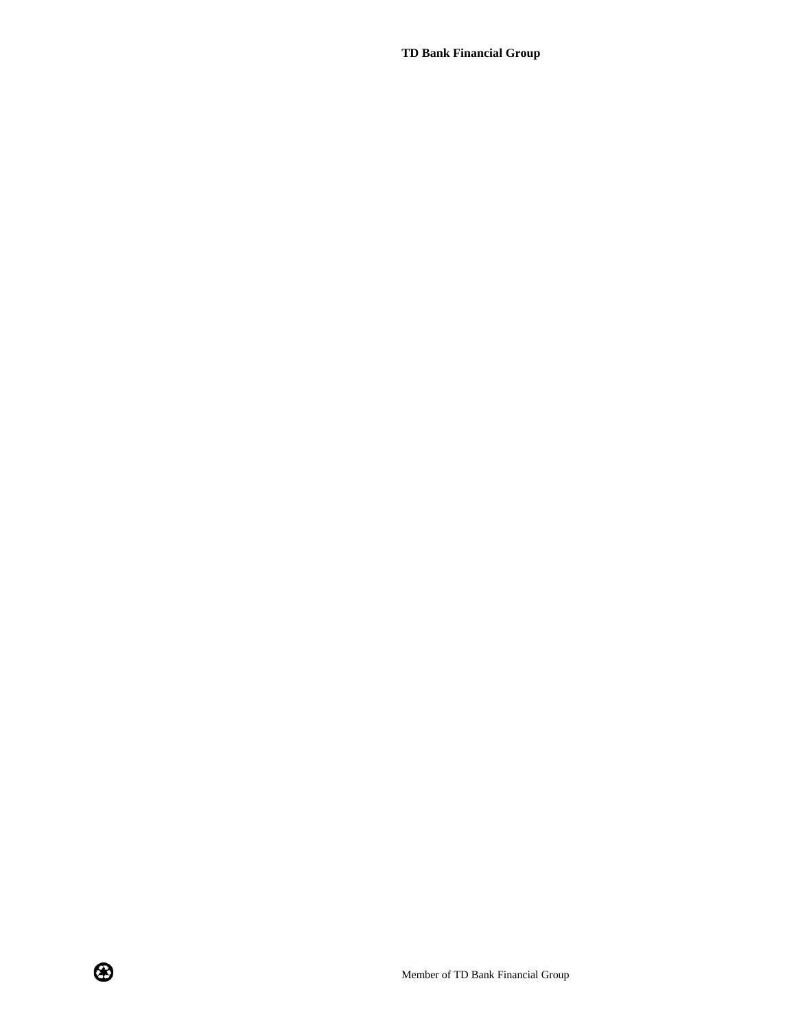**TD Bank Financial Group**

Member of TD Bank Financial Group